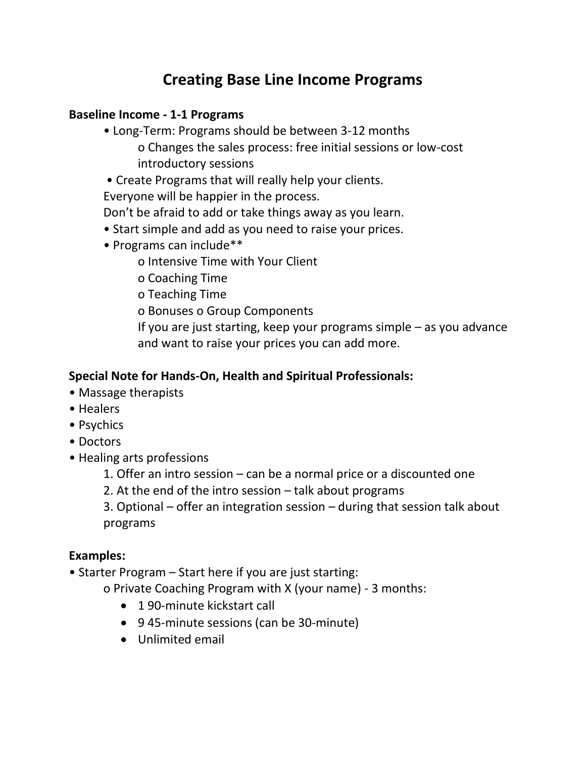# Creating Base Line Income Programs

**Baseline Income - 1-1 Programs**

- Long-Term: Programs should be between 3-12 months
  - Changes the sales process: free initial sessions or low-cost introductory sessions
- Create Programs that will really help your clients.

  Everyone will be happier in the process.

  Don't be afraid to add or take things away as you learn.
- Start simple and add as you need to raise your prices.
- Programs can include**
  - Intensive Time with Your Client
  - Coaching Time
  - Teaching Time
  - Bonuses o Group Components

  If you are just starting, keep your programs simple – as you advance and want to raise your prices you can add more.

**Special Note for Hands-On, Health and Spiritual Professionals:**

- Massage therapists
- Healers
- Psychics
- Doctors
- Healing arts professions
  1. Offer an intro session – can be a normal price or a discounted one
  2. At the end of the intro session – talk about programs
  3. Optional – offer an integration session – during that session talk about programs

**Examples:**

- Starter Program – Start here if you are just starting:
  - Private Coaching Program with X (your name) - 3 months:
    - 1 90-minute kickstart call
    - 9 45-minute sessions (can be 30-minute)
    - Unlimited email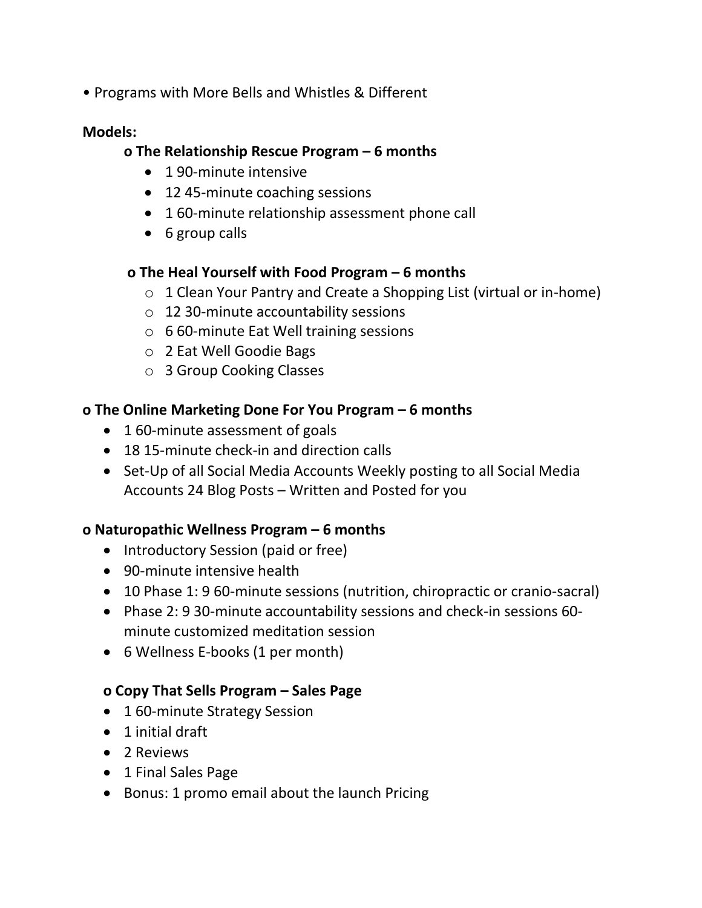- Programs with More Bells and Whistles & Different

**Models:**

**o The Relationship Rescue Program – 6 months**

- 1 90-minute intensive
- 12 45-minute coaching sessions
- 1 60-minute relationship assessment phone call
- 6 group calls

**o The Heal Yourself with Food Program – 6 months**

- 1 Clean Your Pantry and Create a Shopping List (virtual or in-home)
- 12 30-minute accountability sessions
- 6 60-minute Eat Well training sessions
- 2 Eat Well Goodie Bags
- 3 Group Cooking Classes

**o The Online Marketing Done For You Program – 6 months**

- 1 60-minute assessment of goals
- 18 15-minute check-in and direction calls
- Set-Up of all Social Media Accounts Weekly posting to all Social Media Accounts 24 Blog Posts – Written and Posted for you

**o Naturopathic Wellness Program – 6 months**

- Introductory Session (paid or free)
- 90-minute intensive health
- 10 Phase 1: 9 60-minute sessions (nutrition, chiropractic or cranio-sacral)
- Phase 2: 9 30-minute accountability sessions and check-in sessions 60-minute customized meditation session
- 6 Wellness E-books (1 per month)

**o Copy That Sells Program – Sales Page**

- 1 60-minute Strategy Session
- 1 initial draft
- 2 Reviews
- 1 Final Sales Page
- Bonus: 1 promo email about the launch Pricing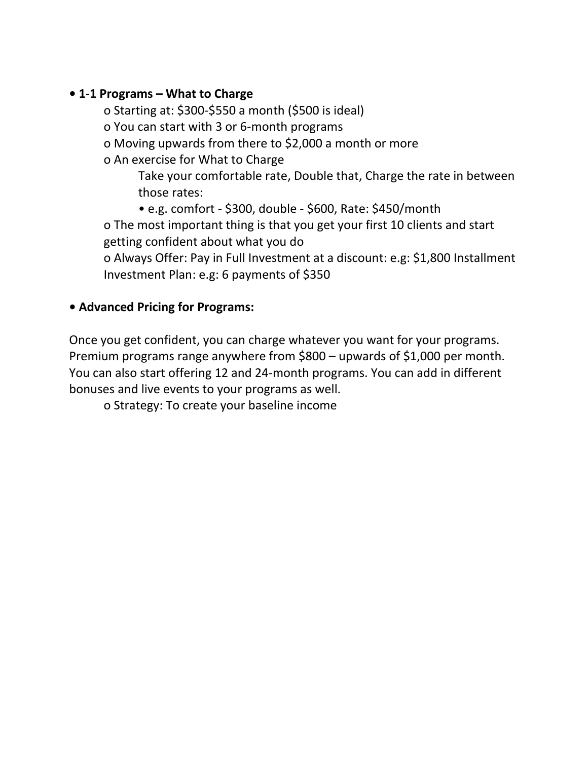- **1-1 Programs – What to Charge**
  - Starting at: $300-$550 a month ($500 is ideal)
  - You can start with 3 or 6-month programs
  - Moving upwards from there to $2,000 a month or more
  - An exercise for What to Charge

    Take your comfortable rate, Double that, Charge the rate in between those rates:

    - e.g. comfort - $300, double - $600, Rate: $450/month
  - The most important thing is that you get your first 10 clients and start getting confident about what you do
  - Always Offer: Pay in Full Investment at a discount: e.g: $1,800 Installment Investment Plan: e.g: 6 payments of $350

- **Advanced Pricing for Programs:**

Once you get confident, you can charge whatever you want for your programs. Premium programs range anywhere from $800 – upwards of $1,000 per month. You can also start offering 12 and 24-month programs. You can add in different bonuses and live events to your programs as well.

  - Strategy: To create your baseline income